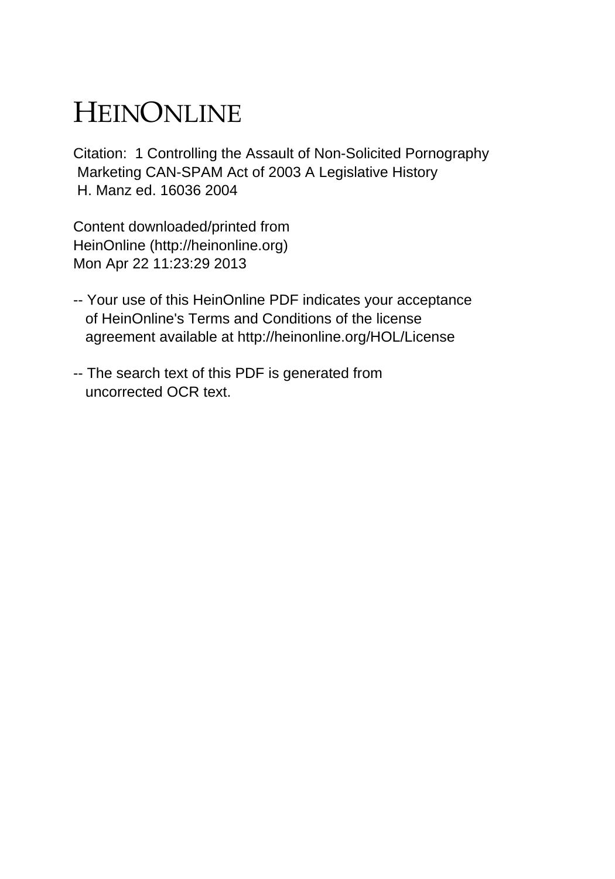# HEINONLINE

Citation: 1 Controlling the Assault of Non-Solicited Pornography Marketing CAN-SPAM Act of 2003 A Legislative History H. Manz ed. 16036 2004

Content downloaded/printed from HeinOnline (http://heinonline.org)
Mon Apr 22 11:23:29 2013

-- Your use of this HeinOnline PDF indicates your acceptance of HeinOnline's Terms and Conditions of the license agreement available at http://heinonline.org/HOL/License

-- The search text of this PDF is generated from uncorrected OCR text.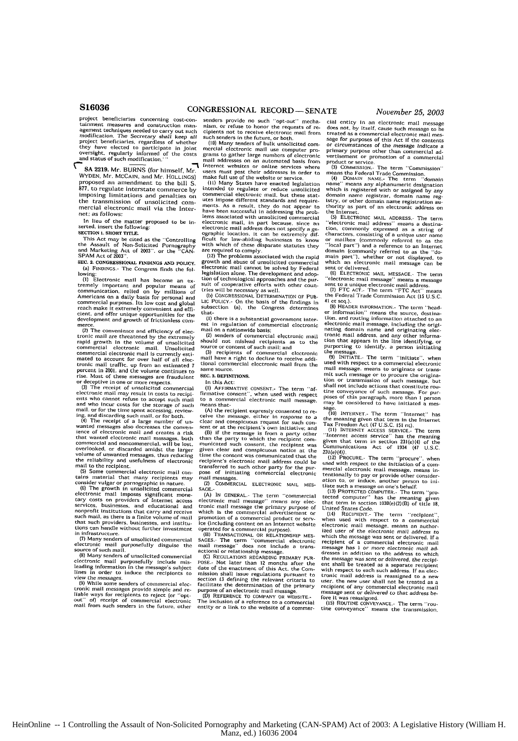project beneficiaries concerning cost-containment measures and construction management techniques needed to carry out such modification. *The Secretary shall keep all project beneficiaries, regardless of whether they have elected to participate in joint oversight, regularly informed of the costs and status of such modification.*"

SA 2219. Mr. BURNS (for himself, Mr. WYDEN, Mr. MCCAIN, and Mr. HOLLINGS) proposed an amendment to the bill S. 877, to regulate interstate commerce by imposing limitations and penalties on the transmission of unsolicited commercial electronic mail via the Internet; as follows:

In lieu of the matter proposed to be inserted, insert the following:

**SECTION 1. SHORT TITLE.**

This Act may be cited as the "Controlling the Assault of Non-Solicited Pornography and Marketing Act of 2003", or the "CAN-SPAM Act of 2003".

**SEC. 2. CONGRESSIONAL FINDINGS AND POLICY.**

(a) FINDINGS.- The Congress finds the following:

(1) Electronic mail has become an extremely important and popular means of communication, relied on by millions of Americans on a daily basis for personal and commercial purposes. Its low cost and global reach make it extremely convenient and efficient, and offer unique opportunities for the development and growth of frictionless commerce.

(2) The convenience and efficiency of electronic mail are threatened by the extremely rapid growth in the volume of unsolicited commercial electronic mail. Unsolicited commercial electronic mail is currently estimated to account for over half of all electronic mail traffic, up from an estimated 7 percent in 2001, and the volume continues to rise. Most of these messages are fraudulent or deceptive in one or more respects.

(3) The receipt of unsolicited commercial electronic mail may result in costs to recipients who cannot refuse to accept such mail and who incur costs for the storage of such mail, or for the time spent accessing, reviewing, and discarding such mail, or for both.

(4) The receipt of a large number of unwanted messages also decreases the convenience of electronic mail and creates a risk that wanted electronic mail messages, both commercial and noncommercial, will be lost, overlooked, or discarded amidst the larger volume of unwanted messages, thus reducing the reliability and usefulness of electronic mail to the recipient.

(5) Some commercial electronic mail contains material that many recipients may consider vulgar or pornographic in nature.

(6) The growth in unsolicited commercial electronic mail imposes significant monetary costs on providers of Internet access services, businesses, and educational and nonprofit institutions that carry and receive such mail, as there is a finite volume of mail that such providers, businesses, and institutions can handle without further investment in infrastructure.

(7) Many senders of unsolicited commercial electronic mail purposefully disguise the source of such mail.

(8) Many senders of unsolicited commercial electronic mail purposefully include misleading information in the message's subject lines in order to induce the recipients to view the messages.

(9) While some senders of commercial electronic mail messages provide simple and reliable ways for recipients to reject (or "opt-out" of) receipt of commercial electronic mail from such senders in the future, other senders provide no such "opt-out" mechanism, or refuse to honor the requests of recipients not to receive electronic mail from such senders in the future, or both.

(10) Many senders of bulk unsolicited commercial electronic mail use computer programs to gather large numbers of electronic mail addresses on an automated basis from Internet websites or online services where users must post their addresses in order to make full use of the website or service.

(11) Many States have enacted legislation intended to regulate or reduce unsolicited commercial electronic mail, but these statutes impose different standards and requirements. As a result, they do not appear to have been successful in addressing the problems associated with unsolicited commercial electronic mail, in part because, since an electronic mail address does not specify a geographic location, it can be extremely difficult for law-abiding businesses to know with which of these disparate statutes they are required to comply.

(12) The problems associated with the rapid growth and abuse of unsolicited commercial electronic mail cannot be solved by Federal legislation alone. The development and adoption of technological approaches and the pursuit of cooperative efforts with other countries will be necessary as well.

(b) CONGRESSIONAL DETERMINATION OF PUBLIC POLICY.- On the basis of the findings in subsection (a), the Congress determines that-

(1) there is a substantial government interest in regulation of commercial electronic mail on a nationwide basis;

(2) senders of commercial electronic mail should not mislead recipients as to the source or content of such mail; and

(3) recipients of commercial electronic mail have a right to decline to receive additional commercial electronic mail from the same source.

**SEC. 3. DEFINITIONS.**

In this Act:

(1) AFFIRMATIVE CONSENT.- The term "affirmative consent", when used with respect to a commercial electronic mail message, means that-

(A) the recipient expressly consented to receive the message, either in response to a clear and conspicuous request for such consent or at the recipient's own initiative; and

(B) if the message is from a party other than the party to which the recipient communicated such consent, the recipient was given clear and conspicuous notice at the time the consent was communicated that the recipient's electronic mail address could be transferred to such other party for the purpose of initiating commercial electronic mail messages.

(2) COMMERCIAL ELECTRONIC MAIL MESSAGE.-

(A) IN GENERAL.- The term "commercial electronic mail message" means any electronic mail message the primary purpose of which is the commercial advertisement or promotion of a commercial product or service (including content on an Internet website operated for a commercial purpose).

(B) TRANSACTIONAL OR RELATIONSHIP MESSAGES.- The term "commercial electronic mail message" does not include a transactional or relationship message.

(C) REGULATIONS REGARDING PRIMARY PURPOSE.- Not later than 12 months after the date of the enactment of this Act, the Commission shall issue regulations pursuant to section 13 defining the relevant criteria to facilitate the determination of the primary purpose of an electronic mail message.

(D) REFERENCE TO COMPANY OR WEBSITE.- The inclusion of a reference to a commercial entity or a link to the website of a commercial entity in an electronic mail message does not, by itself, cause such message to be treated as a commercial electronic mail message for purposes of this Act if the contents or circumstances of the message indicate a primary purpose other than commercial advertisement or promotion of a commercial product or service.

(3) COMMISSION.- The term "Commission" means the Federal Trade Commission.

(4) DOMAIN NAME.- The term "domain name" means any alphanumeric designation which is registered with or assigned by any domain name registrar, domain name registry, or other domain name registration authority as part of an electronic address on the Internet.

(5) ELECTRONIC MAIL ADDRESS.- The term "electronic mail address" means a destination, commonly expressed as a string of characters, consisting of a unique user name or mailbox (commonly referred to as the "local part") and a reference to an Internet domain (commonly referred to as the "domain part"), whether or not displayed, to which an electronic mail message can be sent or delivered.

(6) ELECTRONIC MAIL MESSAGE.- The term "electronic mail message" means a message sent to a unique electronic mail address.

(7) FTC ACT.- The term "FTC Act" means the Federal Trade Commission Act (15 U.S.C. 41 et seq.).

(8) HEADER INFORMATION.- The term "header information" means the source, destination, and routing information attached to an electronic mail message, including the originating domain name and originating electronic mail address, and any other information that appears in the line identifying, or purporting to identify, a person initiating the message.

(9) INITIATE.- The term "initiate", when used with respect to a commercial electronic mail message, means to originate or transmit such message or to procure the origination or transmission of such message, but shall not include actions that constitute routine conveyance of such message. For purposes of this paragraph, more than 1 person may be considered to have initiated a message.

(10) INTERNET.- The term "Internet" has the meaning given that term in the Internet Tax Freedom Act (47 U.S.C. 151 nt).

(11) INTERNET ACCESS SERVICE.- The term "Internet access service" has the meaning given that term in section 231(e)(4) of the Communications Act of 1934 (47 U.S.C. 231(e)(4)).

(12) PROCURE.- The term "procure", when used with respect to the initiation of a commercial electronic mail message, means intentionally to pay or provide other consideration to, or induce, another person to initiate such a message on one's behalf.

(13) PROTECTED COMPUTER.- The term "protected computer" has the meaning given that term in section 1030(e)(2)(B) of title 18, United States Code.

(14) RECIPIENT.- The term "recipient", when used with respect to a commercial electronic mail message, means an authorized user of the electronic mail address to which the message was sent or delivered. If a recipient of a commercial electronic mail message has 1 or more electronic mail addresses in addition to the address to which the message was sent or delivered, the recipient shall be treated as a separate recipient with respect to each such address. If an electronic mail address is reassigned to a new user, the new user shall not be treated as a recipient of any commercial electronic mail message sent or delivered to that address before it was reassigned.

(15) ROUTINE CONVEYANCE.- The term "routine conveyance" means the transmission,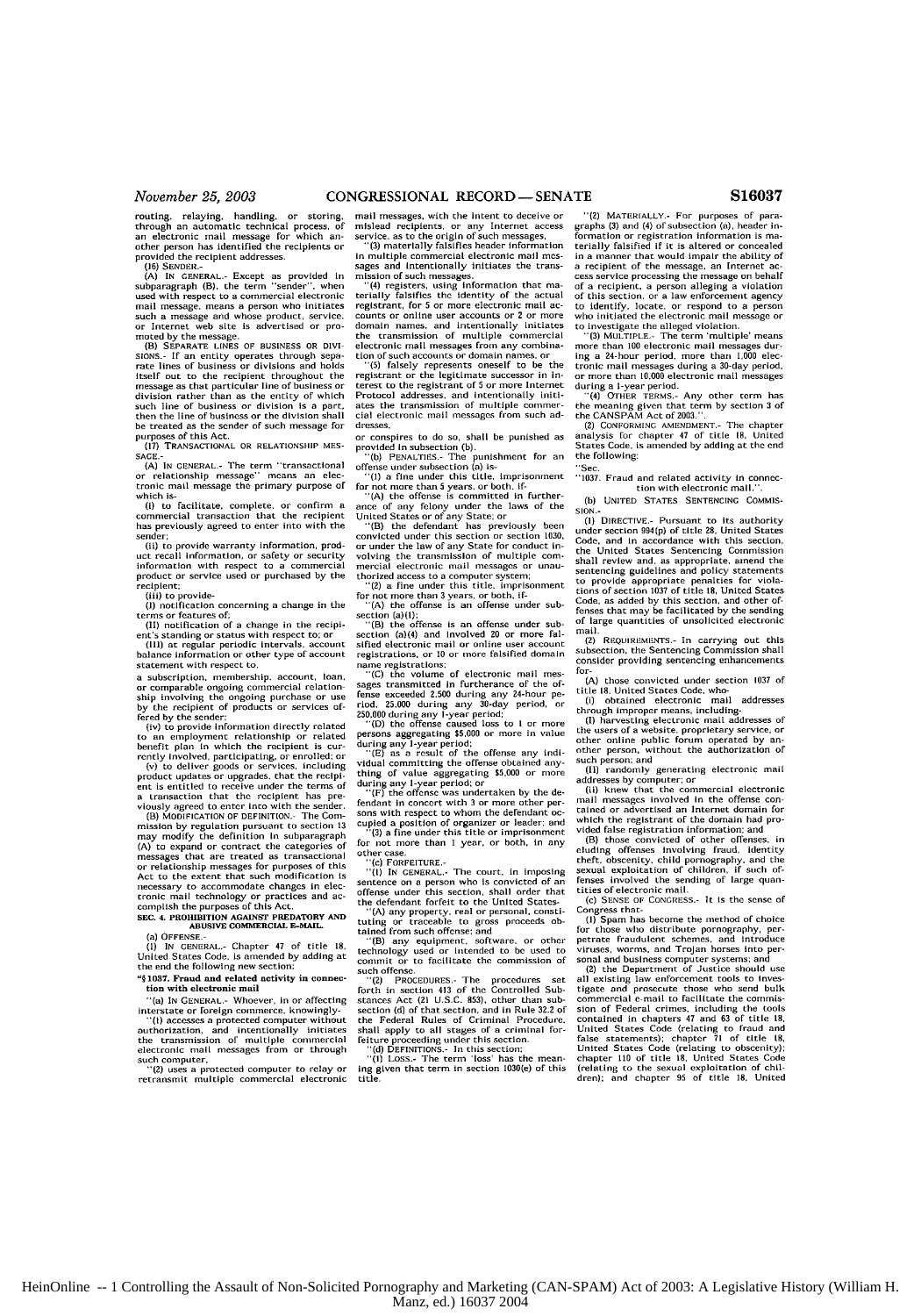routing, relaying, handling, or storing, through an automatic technical process, of an electronic mail message for which another person has identified the recipients or provided the recipient addresses.

(16) SENDER.-

(A) IN GENERAL.- Except as provided in subparagraph (B), the term "sender", when used with respect to a commercial electronic mail message, means a person who initiates such a message and whose product, service, or Internet web site is advertised or promoted by the message.

(B) SEPARATE LINES OF BUSINESS OR DIVISIONS.- If an entity operates through separate lines of business or divisions and holds itself out to the recipient throughout the message as that particular line of business or division rather than as the entity of which such line of business or division is a part, then the line of business or the division shall be treated as the sender of such message for purposes of this Act.

(17) TRANSACTIONAL OR RELATIONSHIP MESSAGE.-

(A) IN GENERAL.- The term "transactional or relationship message" means an electronic mail message the primary purpose of which is-

(i) to facilitate, complete, or confirm a commercial transaction that the recipient has previously agreed to enter into with the sender;

(ii) to provide warranty information, product recall information, or safety or security information with respect to a commercial product or service used or purchased by the recipient;

(iii) to provide-

(I) notification concerning a change in the terms or features of;

(II) notification of a change in the recipient's standing or status with respect to; or

(III) at regular periodic intervals, account balance information or other type of account statement with respect to,

a subscription, membership, account, loan, or comparable ongoing commercial relationship involving the ongoing purchase or use by the recipient of products or services offered by the sender;

(iv) to provide information directly related to an employment relationship or related benefit plan in which the recipient is currently involved, participating, or enrolled; or

(v) to deliver goods or services, including product updates or upgrades, that the recipient is entitled to receive under the terms of a transaction that the recipient has previously agreed to enter into with the sender.

(B) MODIFICATION OF DEFINITION.- The Commission by regulation pursuant to section 13 may modify the definition in subparagraph (A) to expand or contract the categories of messages that are treated as transactional or relationship messages for purposes of this Act to the extent that such modification is necessary to accommodate changes in electronic mail technology or practices and accomplish the purposes of this Act.

**SEC. 4. PROHIBITION AGAINST PREDATORY AND ABUSIVE COMMERCIAL E-MAIL.**

(a) OFFENSE.-

(1) IN GENERAL.- Chapter 47 of title 18, United States Code, is amended by adding at the end the following new section:

**"§1037. Fraud and related activity in connection with electronic mail**

"(a) IN GENERAL.- Whoever, in or affecting interstate or foreign commerce, knowingly-

"(1) accesses a protected computer without authorization, and intentionally initiates the transmission of multiple commercial electronic mail messages from or through such computer,

"(2) uses a protected computer to relay or retransmit multiple commercial electronic mail messages, with the intent to deceive or mislead recipients, or any Internet access service, as to the origin of such messages,

"(3) materially falsifies header information in multiple commercial electronic mail messages and intentionally initiates the transmission of such messages,

"(4) registers, using information that materially falsifies the identity of the actual registrant, for 5 or more electronic mail accounts or online user accounts or 2 or more domain names, and intentionally initiates the transmission of multiple commercial electronic mail messages from any combination of such accounts or domain names, or

"(5) falsely represents oneself to be the registrant or the legitimate successor in interest to the registrant of 5 or more Internet Protocol addresses, and intentionally initiates the transmission of multiple commercial electronic mail messages from such addresses,

or conspires to do so, shall be punished as provided in subsection (b).

"(b) PENALTIES.- The punishment for an offense under subsection (a) is-

"(1) a fine under this title, imprisonment for not more than 5 years, or both, if-

"(A) the offense is committed in furtherance of any felony under the laws of the United States or of any State; or

"(B) the defendant has previously been convicted under this section or section 1030, or under the law of any State for conduct involving the transmission of multiple commercial electronic mail messages or unauthorized access to a computer system;

"(2) a fine under this title, imprisonment for not more than 3 years, or both, if-

"(A) the offense is an offense under subsection (a)(1);

"(B) the offense is an offense under subsection (a)(4) and involved 20 or more falsified electronic mail or online user account registrations, or 10 or more falsified domain name registrations;

"(C) the volume of electronic mail messages transmitted in furtherance of the offense exceeded 2,500 during any 24-hour period, 25,000 during any 30-day period, or 250,000 during any 1-year period;

"(D) the offense caused loss to 1 or more persons aggregating $5,000 or more in value during any 1-year period;

"(E) as a result of the offense any individual committing the offense obtained anything of value aggregating $5,000 or more during any 1-year period; or

"(F) the offense was undertaken by the defendant in concert with 3 or more other persons with respect to whom the defendant occupied a position of organizer or leader; and

"(3) a fine under this title or imprisonment for not more than 1 year, or both, in any other case.

"(c) FORFEITURE.-

"(1) IN GENERAL.- The court, in imposing sentence on a person who is convicted of an offense under this section, shall order that the defendant forfeit to the United States-

"(A) any property, real or personal, constituting or traceable to gross proceeds obtained from such offense; and

"(B) any equipment, software, or other technology used or intended to be used to commit or to facilitate the commission of such offense.

"(2) PROCEDURES.- The procedures set forth in section 413 of the Controlled Substances Act (21 U.S.C. 853), other than subsection (d) of that section, and in Rule 32.2 of the Federal Rules of Criminal Procedure, shall apply to all stages of a criminal forfeiture proceeding under this section.

"(d) DEFINITIONS.- In this section:

"(1) LOSS.- The term 'loss' has the meaning given that term in section 1030(e) of this title.

"(2) MATERIALLY.- For purposes of paragraphs (3) and (4) of subsection (a), header information or registration information is materially falsified if it is altered or concealed in a manner that would impair the ability of a recipient of the message, an Internet access service processing the message on behalf of a recipient, a person alleging a violation of this section, or a law enforcement agency to identify, locate, or respond to a person who initiated the electronic mail message or to investigate the alleged violation.

"(3) MULTIPLE.- The term 'multiple' means more than 100 electronic mail messages during a 24-hour period, more than 1,000 electronic mail messages during a 30-day period, or more than 10,000 electronic mail messages during a 1-year period.

"(4) OTHER TERMS.- Any other term has the meaning given that term by section 3 of the CANSPAM Act of 2003.".

(2) CONFORMING AMENDMENT.- The chapter analysis for chapter 47 of title 18, United States Code, is amended by adding at the end the following:

"Sec.

"1037. Fraud and related activity in connection with electronic mail.".

(b) UNITED STATES SENTENCING COMMISSION.-

(1) DIRECTIVE.- Pursuant to its authority under section 994(p) of title 28, United States Code, and in accordance with this section, the United States Sentencing Commission shall review and, as appropriate, amend the sentencing guidelines and policy statements to provide appropriate penalties for violations of section 1037 of title 18, United States Code, as added by this section, and other offenses that may be facilitated by the sending of large quantities of unsolicited electronic mail.

(2) REQUIREMENTS.- In carrying out this subsection, the Sentencing Commission shall consider providing sentencing enhancements for-

(A) those convicted under section 1037 of title 18, United States Code, who-

(i) obtained electronic mail addresses through improper means, including-

(I) harvesting electronic mail addresses of the users of a website, proprietary service, or other online public forum operated by another person, without the authorization of such person; and

(II) randomly generating electronic mail addresses by computer; or

(ii) knew that the commercial electronic mail messages involved in the offense contained or advertised an Internet domain for which the registrant of the domain had provided false registration information; and

(B) those convicted of other offenses, including offenses involving fraud, identity theft, obscenity, child pornography, and the sexual exploitation of children, if such offenses involved the sending of large quantities of electronic mail.

(c) SENSE OF CONGRESS.- It is the sense of Congress that-

(1) Spam has become the method of choice for those who distribute pornography, perpetrate fraudulent schemes, and introduce viruses, worms, and Trojan horses into personal and business computer systems; and

(2) the Department of Justice should use all existing law enforcement tools to investigate and prosecute those who send bulk commercial e-mail to facilitate the commission of Federal crimes, including the tools contained in chapters 47 and 63 of title 18, United States Code (relating to fraud and false statements); chapter 71 of title 18, United States Code (relating to obscenity); chapter 110 of title 18, United States Code (relating to the sexual exploitation of children); and chapter 95 of title 18, United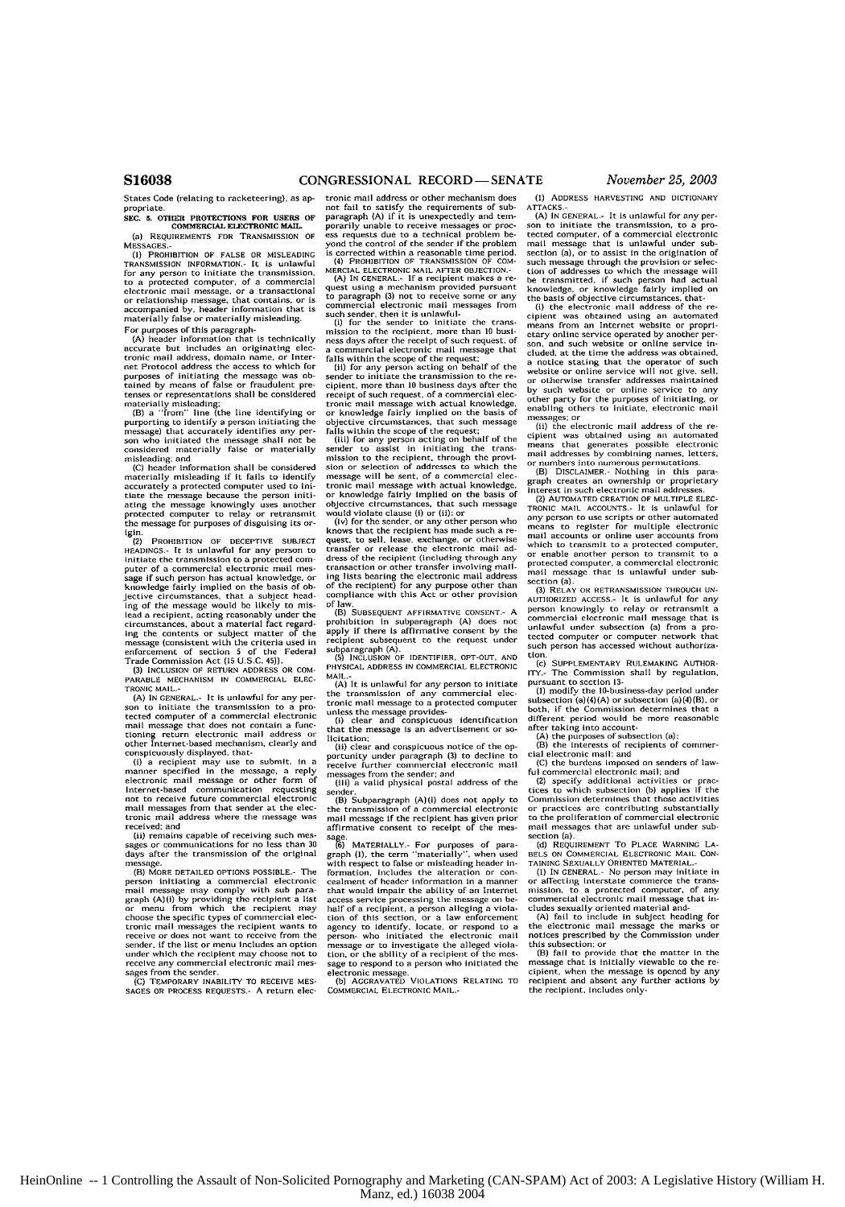States Code (relating to racketeering), as appropriate.

**SEC. 5. OTHER PROTECTIONS FOR USERS OF COMMERCIAL ELECTRONIC MAIL.**

(a) REQUIREMENTS FOR TRANSMISSION OF MESSAGES.-

(1) PROHIBITION OF FALSE OR MISLEADING TRANSMISSION INFORMATION.- It is unlawful for any person to initiate the transmission, to a protected computer, of a commercial electronic mail message, or a transactional or relationship message, that contains, or is accompanied by, header information that is materially false or materially misleading. For purposes of this paragraph-

(A) header information that is technically accurate but includes an originating electronic mail address, domain name, or Internet Protocol address the access to which for purposes of initiating the message was obtained by means of false or fraudulent pretenses or representations shall be considered materially misleading;

(B) a "from" line (the line identifying or purporting to identify a person initiating the message) that accurately identifies any person who initiated the message shall not be considered materially false or materially misleading; and

(C) header information shall be considered materially misleading if it fails to identify accurately a protected computer used to initiate the message because the person initiating the message knowingly uses another protected computer to relay or retransmit the message for purposes of disguising its origin.

(2) PROHIBITION OF DECEPTIVE SUBJECT HEADINGS.- It is unlawful for any person to initiate the transmission to a protected computer of a commercial electronic mail message if such person has actual knowledge, or knowledge fairly implied on the basis of objective circumstances, that a subject heading of the message would be likely to mislead a recipient, acting reasonably under the circumstances, about a material fact regarding the contents or subject matter of the message (consistent with the criteria used in enforcement of section 5 of the Federal Trade Commission Act (15 U.S.C. 45)).

(3) INCLUSION OF RETURN ADDRESS OR COMPARABLE MECHANISM IN COMMERCIAL ELECTRONIC MAIL.-

(A) IN GENERAL.- It is unlawful for any person to initiate the transmission to a protected computer of a commercial electronic mail message that does not contain a functioning return electronic mail address or other Internet-based mechanism, clearly and conspicuously displayed, that-

(i) a recipient may use to submit, in a manner specified in the message, a reply electronic mail message or other form of Internet-based communication requesting not to receive future commercial electronic mail messages from that sender at the electronic mail address where the message was received; and

(ii) remains capable of receiving such messages or communications for no less than 30 days after the transmission of the original message.

(B) MORE DETAILED OPTIONS POSSIBLE.- The person initiating a commercial electronic mail message may comply with sub paragraph (A)(i) by providing the recipient a list or menu from which the recipient may choose the specific types of commercial electronic mail messages the recipient wants to receive or does not want to receive from the sender, if the list or menu includes an option under which the recipient may choose not to receive any commercial electronic mail messages from the sender.

(C) TEMPORARY INABILITY TO RECEIVE MESSAGES OR PROCESS REQUESTS.- A return electronic mail address or other mechanism does not fail to satisfy the requirements of subparagraph (A) if it is unexpectedly and temporarily unable to receive messages or process requests due to a technical problem beyond the control of the sender if the problem is corrected within a reasonable time period.

(4) PROHIBITION OF TRANSMISSION OF COMMERCIAL ELECTRONIC MAIL AFTER OBJECTION.-

(A) IN GENERAL.- If a recipient makes a request using a mechanism provided pursuant to paragraph (3) not to receive some or any commercial electronic mail messages from such sender, then it is unlawful-

(i) for the sender to initiate the transmission to the recipient, more than 10 business days after the receipt of such request, of a commercial electronic mail message that falls within the scope of the request;

(ii) for any person acting on behalf of the sender to initiate the transmission to the recipient, more than 10 business days after the receipt of such request, of a commercial electronic mail message with actual knowledge, or knowledge fairly implied on the basis of objective circumstances, that such message falls within the scope of the request;

(iii) for any person acting on behalf of the sender to assist in initiating the transmission to the recipient, through the provision or selection of addresses to which the message will be sent, of a commercial electronic mail message with actual knowledge, or knowledge fairly implied on the basis of objective circumstances, that such message would violate clause (i) or (ii); or

(iv) for the sender, or any other person who knows that the recipient has made such a request, to sell, lease, exchange, or otherwise transfer or release the electronic mail address of the recipient (including through any transaction or other transfer involving mailing lists bearing the electronic mail address of the recipient) for any purpose other than compliance with this Act or other provision of law.

(B) SUBSEQUENT AFFIRMATIVE CONSENT.- A prohibition in subparagraph (A) does not apply if there is affirmative consent by the recipient subsequent to the request under subparagraph (A).

(5) INCLUSION OF IDENTIFIER, OPT-OUT, AND PHYSICAL ADDRESS IN COMMERCIAL ELECTRONIC MAIL.-

(A) It is unlawful for any person to initiate the transmission of any commercial electronic mail message to a protected computer unless the message provides-

(i) clear and conspicuous identification that the message is an advertisement or solicitation;

(ii) clear and conspicuous notice of the opportunity under paragraph (3) to decline to receive further commercial electronic mail messages from the sender; and

(iii) a valid physical postal address of the sender.

(B) Subparagraph (A)(i) does not apply to the transmission of a commercial electronic mail message if the recipient has given prior affirmative consent to receipt of the message.

(6) MATERIALLY.- For purposes of paragraph (1), the term "materially", when used with respect to false or misleading header information, includes the alteration or concealment of header information in a manner that would impair the ability of an Internet access service processing the message on behalf of a recipient, a person alleging a violation of this section, or a law enforcement agency to identify, locate, or respond to a person who initiated the electronic mail message or to investigate the alleged violation, or the ability of a recipient of the message to respond to a person who initiated the electronic message.

(b) AGGRAVATED VIOLATIONS RELATING TO COMMERCIAL ELECTRONIC MAIL.-

(1) ADDRESS HARVESTING AND DICTIONARY ATTACKS.-

(A) IN GENERAL.- It is unlawful for any person to initiate the transmission, to a protected computer, of a commercial electronic mail message that is unlawful under subsection (a), or to assist in the origination of such message through the provision or selection of addresses to which the message will be transmitted, if such person had actual knowledge, or knowledge fairly implied on the basis of objective circumstances, that-

(i) the electronic mail address of the recipient was obtained using an automated means from an Internet website or proprietary online service operated by another person, and such website or online service included, at the time the address was obtained, a notice stating that the operator of such website or online service will not give, sell, or otherwise transfer addresses maintained by such website or online service to any other party for the purposes of initiating, or enabling others to initiate, electronic mail messages; or

(ii) the electronic mail address of the recipient was obtained using an automated means that generates possible electronic mail addresses by combining names, letters, or numbers into numerous permutations.

(B) DISCLAIMER.- Nothing in this paragraph creates an ownership or proprietary interest in such electronic mail addresses.

(2) AUTOMATED CREATION OF MULTIPLE ELECTRONIC MAIL ACCOUNTS.- It is unlawful for any person to use scripts or other automated means to register for multiple electronic mail accounts or online user accounts from which to transmit to a protected computer, or enable another person to transmit to a protected computer, a commercial electronic mail message that is unlawful under subsection (a).

(3) RELAY OR RETRANSMISSION THROUGH UNAUTHORIZED ACCESS.- It is unlawful for any person knowingly to relay or retransmit a commercial electronic mail message that is unlawful under subsection (a) from a protected computer or computer network that such person has accessed without authorization.

(c) SUPPLEMENTARY RULEMAKING AUTHORITY.- The Commission shall by regulation, pursuant to section 13-

(1) modify the 10-business-day period under subsection (a)(4)(A) or subsection (a)(4)(B), or both, if the Commission determines that a different period would be more reasonable after taking into account-

(A) the purposes of subsection (a);

(B) the interests of recipients of commercial electronic mail; and

(C) the burdens imposed on senders of lawful commercial electronic mail; and

(2) specify additional activities or practices to which subsection (b) applies if the Commission determines that those activities or practices are contributing substantially to the proliferation of commercial electronic mail messages that are unlawful under subsection (a).

(d) REQUIREMENT TO PLACE WARNING LABELS ON COMMERCIAL ELECTRONIC MAIL CONTAINING SEXUALLY ORIENTED MATERIAL.-

(1) IN GENERAL.- No person may initiate in or affecting interstate commerce the transmission, to a protected computer, of any commercial electronic mail message that includes sexually oriented material and-

(A) fail to include in subject heading for the electronic mail message the marks or notices prescribed by the Commission under this subsection; or

(B) fail to provide that the matter in the message that is initially viewable to the recipient, when the message is opened by any recipient and absent any further actions by the recipient, includes only-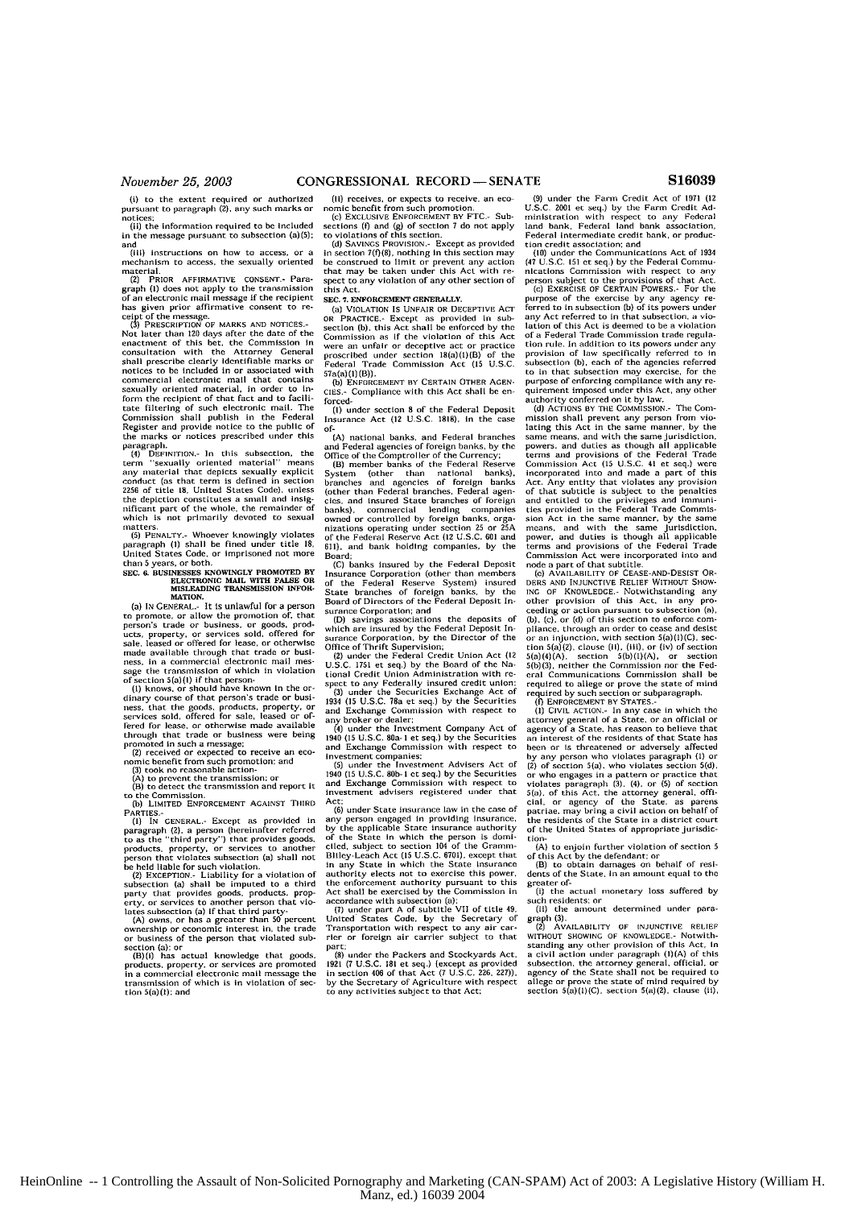(i) to the extent required or authorized pursuant to paragraph (2), any such marks or notices;

(ii) the information required to be included in the message pursuant to subsection (a)(5); and

(iii) instructions on how to access, or a mechanism to access, the sexually oriented material.

(2) PRIOR AFFIRMATIVE CONSENT.- Paragraph (1) does not apply to the transmission of an electronic mail message if the recipient has given prior affirmative consent to receipt of the message.

(3) PRESCRIPTION OF MARKS AND NOTICES.- Not later than 120 days after the date of the enactment of this bet, the Commission in consultation with the Attorney General shall prescribe clearly identifiable marks or notices to be included in or associated with commercial electronic mail that contains sexually oriented material, in order to inform the recipient of that fact and to facilitate filtering of such electronic mail. The Commission shall publish in the Federal Register and provide notice to the public of the marks or notices prescribed under this paragraph.

(4) DEFINITION.- In this subsection, the term "sexually oriented material" means any material that depicts sexually explicit conduct (as that term is defined in section 2256 of title 18, United States Code), unless the depiction constitutes a small and insignificant part of the whole, the remainder of which is not primarily devoted to sexual matters.

(5) PENALTY.- Whoever knowingly violates paragraph (1) shall be fined under title 18, United States Code, or imprisoned not more than 5 years, or both.

**SEC. 6. BUSINESSES KNOWINGLY PROMOTED BY ELECTRONIC MAIL WITH FALSE OR MISLEADING TRANSMISSION INFORMATION.**

(a) IN GENERAL.- It is unlawful for a person to promote, or allow the promotion of, that person's trade or business, or goods, products, property, or services sold, offered for sale, leased or offered for lease, or otherwise made available through that trade or business, in a commercial electronic mail message the transmission of which is in violation of section 5(a)(1) if that person-

(1) knows, or should have known in the ordinary course of that person's trade or business, that the goods, products, property, or services sold, offered for sale, leased or offered for lease, or otherwise made available through that trade or business were being promoted in such a message;

(2) received or expected to receive an economic benefit from such promotion; and

(3) took no reasonable action-

(A) to prevent the transmission; or

(B) to detect the transmission and report it to the Commission.

(b) LIMITED ENFORCEMENT AGAINST THIRD PARTIES.-

(1) IN GENERAL.- Except as provided in paragraph (2), a person (hereinafter referred to as the "third party") that provides goods, products, property, or services to another person that violates subsection (a) shall not be held liable for such violation.

(2) EXCEPTION.- Liability for a violation of subsection (a) shall be imputed to a third party that provides goods, products, property, or services to another person that violates subsection (a) if that third party-

(A) owns, or has a greater than 50 percent ownership or economic interest in, the trade or business of the person that violated subsection (a); or

(B)(i) has actual knowledge that goods, products, property, or services are promoted in a commercial electronic mail message the transmission of which is in violation of section 5(a)(1); and

(ii) receives, or expects to receive, an economic benefit from such promotion.

(c) EXCLUSIVE ENFORCEMENT BY FTC.- Subsections (f) and (g) of section 7 do not apply to violations of this section.

(d) SAVINGS PROVISION.- Except as provided in section 7(f)(8), nothing in this section may be construed to limit or prevent any action that may be taken under this Act with respect to any violation of any other section of this Act.

**SEC. 7. ENFORCEMENT GENERALLY.**

(a) VIOLATION IS UNFAIR OR DECEPTIVE ACT OR PRACTICE.- Except as provided in subsection (b), this Act shall be enforced by the Commission as if the violation of this Act were an unfair or deceptive act or practice proscribed under section 18(a)(1)(B) of the Federal Trade Commission Act (15 U.S.C. 57a(a)(1)(B)).

(b) ENFORCEMENT BY CERTAIN OTHER AGENCIES.- Compliance with this Act shall be enforced-

(1) under section 8 of the Federal Deposit Insurance Act (12 U.S.C. 1818), in the case of-

(A) national banks, and Federal branches and Federal agencies of foreign banks, by the Office of the Comptroller of the Currency;

(B) member banks of the Federal Reserve System (other than national banks), branches and agencies of foreign banks (other than Federal branches, Federal agencies, and insured State branches of foreign banks), commercial lending companies owned or controlled by foreign banks, organizations operating under section 25 or 25A of the Federal Reserve Act (12 U.S.C. 601 and 611), and bank holding companies, by the Board;

(C) banks insured by the Federal Deposit Insurance Corporation (other than members of the Federal Reserve System) insured State branches of foreign banks, by the Board of Directors of the Federal Deposit Insurance Corporation; and

(D) savings associations the deposits of which are insured by the Federal Deposit Insurance Corporation, by the Director of the Office of Thrift Supervision;

(2) under the Federal Credit Union Act (12 U.S.C. 1751 et seq.) by the Board of the National Credit Union Administration with respect to any Federally insured credit union;

(3) under the Securities Exchange Act of 1934 (15 U.S.C. 78a et seq.) by the Securities and Exchange Commission with respect to any broker or dealer;

(4) under the Investment Company Act of 1940 (15 U.S.C. 80a-1 et seq.) by the Securities and Exchange Commission with respect to investment companies;

(5) under the Investment Advisers Act of 1940 (15 U.S.C. 80b-1 et seq.) by the Securities and Exchange Commission with respect to investment advisers registered under that Act;

(6) under State insurance law in the case of any person engaged in providing insurance, by the applicable State insurance authority of the State in which the person is domiciled, subject to section 104 of the Gramm-Bliley-Leach Act (15 U.S.C. 6701), except that in any State in which the State insurance authority elects not to exercise this power, the enforcement authority pursuant to this Act shall be exercised by the Commission in accordance with subsection (a);

(7) under part A of subtitle VII of title 49, United States Code, by the Secretary of Transportation with respect to any air carrier or foreign air carrier subject to that part;

(8) under the Packers and Stockyards Act, 1921 (7 U.S.C. 181 et seq.) (except as provided in section 406 of that Act (7 U.S.C. 226, 227)), by the Secretary of Agriculture with respect to any activities subject to that Act;

(9) under the Farm Credit Act of 1971 (12 U.S.C. 2001 et seq.) by the Farm Credit Administration with respect to any Federal land bank, Federal land bank association, Federal intermediate credit bank, or production credit association; and

(10) under the Communications Act of 1934 (47 U.S.C. 151 et seq.) by the Federal Communications Commission with respect to any person subject to the provisions of that Act.

(c) EXERCISE OF CERTAIN POWERS.- For the purpose of the exercise by any agency referred to in subsection (b) of its powers under any Act referred to in that subsection, a violation of this Act is deemed to be a violation of a Federal Trade Commission trade regulation rule. In addition to its powers under any provision of law specifically referred to in subsection (b), each of the agencies referred to in that subsection may exercise, for the purpose of enforcing compliance with any requirement imposed under this Act, any other authority conferred on it by law.

(d) ACTIONS BY THE COMMISSION.- The Commission shall prevent any person from violating this Act in the same manner, by the same means, and with the same jurisdiction, powers, and duties as though all applicable terms and provisions of the Federal Trade Commission Act (15 U.S.C. 41 et seq.) were incorporated into and made a part of this Act. Any entity that violates any provision of that subtitle is subject to the penalties and entitled to the privileges and immunities provided in the Federal Trade Commission Act in the same manner, by the same means, and with the same jurisdiction, power, and duties as though all applicable terms and provisions of the Federal Trade Commission Act were incorporated into and made a part of that subtitle.

(e) AVAILABILITY OF CEASE-AND-DESIST ORDERS AND INJUNCTIVE RELIEF WITHOUT SHOWING OF KNOWLEDGE.- Notwithstanding any other provision of this Act, in any proceeding or action pursuant to subsection (a), (b), (c), or (d) of this section to enforce compliance, through an order to cease and desist or an injunction, with section 5(a)(1)(C), section 5(a)(2), clause (ii), (iii), or (iv) of section 5(a)(4)(A), section 5(b)(1)(A), or section 5(b)(3), neither the Commission nor the Federal Communications Commission shall be required to allege or prove the state of mind required by such section or subparagraph.

(f) ENFORCEMENT BY STATES.-

(1) CIVIL ACTION.- In any case in which the attorney general of a State, or an official or agency of a State, has reason to believe that an interest of the residents of that State has been or is threatened or adversely affected by any person who violates paragraph (1) or (2) of section 5(a), who violates section 5(d), or who engages in a pattern or practice that violates paragraph (3), (4), or (5) of section 5(a), of this Act, the attorney general, official, or agency of the State, as parens patriae, may bring a civil action on behalf of the residents of the State in a district court of the United States of appropriate jurisdiction-

(A) to enjoin further violation of section 5 of this Act by the defendant; or

(B) to obtain damages on behalf of residents of the State, in an amount equal to the greater of-

(i) the actual monetary loss suffered by such residents; or

(ii) the amount determined under paragraph (3).

(2) AVAILABILITY OF INJUNCTIVE RELIEF WITHOUT SHOWING OF KNOWLEDGE.- Notwithstanding any other provision of this Act, in a civil action under paragraph (1)(A) of this subsection, the attorney general, official, or agency of the State shall not be required to allege or prove the state of mind required by section 5(a)(1)(C), section 5(a)(2), clause (ii),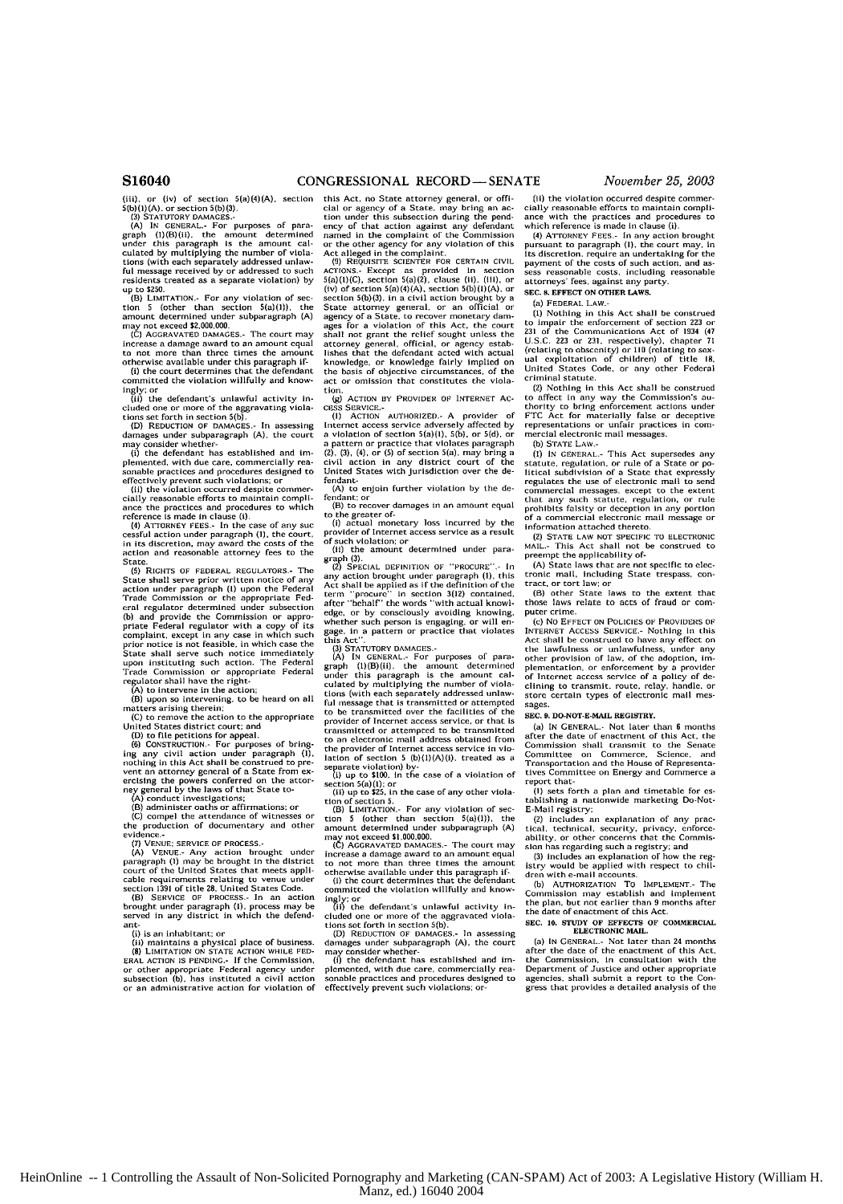(iii), or (iv) of section 5(a)(4)(A), section 5(b)(1)(A), or section 5(b)(3).

(3) STATUTORY DAMAGES.-

(A) IN GENERAL.- For purposes of paragraph (1)(B)(ii), the amount determined under this paragraph is the amount calculated by multiplying the number of violations (with each separately addressed unlawful message received by or addressed to such residents treated as a separate violation) by up to $250.

(B) LIMITATION.- For any violation of section 5 (other than section 5(a)(1)), the amount determined under subparagraph (A) may not exceed $2,000,000.

(C) AGGRAVATED DAMAGES.- The court may increase a damage award to an amount equal to not more than three times the amount otherwise available under this paragraph if-

(i) the court determines that the defendant committed the violation willfully and knowingly; or

(ii) the defendant's unlawful activity included one or more of the aggravating violations set forth in section 5(b).

(D) REDUCTION OF DAMAGES.- In assessing damages under subparagraph (A), the court may consider whether-

(i) the defendant has established and implemented, with due care, commercially reasonable practices and procedures designed to effectively prevent such violations; or

(ii) the violation occurred despite commercially reasonable efforts to maintain compliance the practices and procedures to which reference is made in clause (i).

(4) ATTORNEY FEES.- In the case of any successful action under paragraph (1), the court, in its discretion, may award the costs of the action and reasonable attorney fees to the State.

(5) RIGHTS OF FEDERAL REGULATORS.- The State shall serve prior written notice of any action under paragraph (1) upon the Federal Trade Commission or the appropriate Federal regulator determined under subsection (b) and provide the Commission or appropriate Federal regulator with a copy of its complaint, except in any case in which such prior notice is not feasible, in which case the State shall serve such notice immediately upon instituting such action. The Federal Trade Commission or appropriate Federal regulator shall have the right-

(A) to intervene in the action;

(B) upon so intervening, to be heard on all matters arising therein;

(C) to remove the action to the appropriate United States district court; and

(D) to file petitions for appeal.

(6) CONSTRUCTION.- For purposes of bringing any civil action under paragraph (1), nothing in this Act shall be construed to prevent an attorney general of a State from exercising the powers conferred on the attorney general by the laws of that State to-

(A) conduct investigations;

(B) administer oaths or affirmations; or

(C) compel the attendance of witnesses or the production of documentary and other evidence.-

(7) VENUE; SERVICE OF PROCESS.-

(A) VENUE.- Any action brought under paragraph (1) may be brought in the district court of the United States that meets applicable requirements relating to venue under section 1391 of title 28, United States Code.

(B) SERVICE OF PROCESS.- In an action brought under paragraph (1), process may be served in any district in which the defendant-

(i) is an inhabitant; or

(ii) maintains a physical place of business.

(8) LIMITATION ON STATE ACTION WHILE FEDERAL ACTION IS PENDING.- If the Commission, or other appropriate Federal agency under subsection (b), has instituted a civil action or an administrative action for violation of this Act, no State attorney general, or official or agency of a State, may bring an action under this subsection during the pendency of that action against any defendant named in the complaint of the Commission or the other agency for any violation of this Act alleged in the complaint.

(9) REQUISITE SCIENTER FOR CERTAIN CIVIL ACTIONS.- Except as provided in section 5(a)(1)(C), section 5(a)(2), clause (ii), (iii), or (iv) of section 5(a)(4)(A), section 5(b)(1)(A), or section 5(b)(3), in a civil action brought by a State attorney general, or an official or agency of a State, to recover monetary damages for a violation of this Act, the court shall not grant the relief sought unless the attorney general, official, or agency establishes that the defendant acted with actual knowledge, or knowledge fairly implied on the basis of objective circumstances, of the act or omission that constitutes the violation.

(g) ACTION BY PROVIDER OF INTERNET ACCESS SERVICE.-

(1) ACTION AUTHORIZED.- A provider of Internet access service adversely affected by a violation of section 5(a)(1), 5(b), or 5(d), or a pattern or practice that violates paragraph (2), (3), (4), or (5) of section 5(a), may bring a civil action in any district court of the United States with jurisdiction over the defendant-

(A) to enjoin further violation by the defendant; or

(B) to recover damages in an amount equal to the greater of-

(i) actual monetary loss incurred by the provider of Internet access service as a result of such violation; or

(ii) the amount determined under paragraph (3).

(2) SPECIAL DEFINITION OF "PROCURE".- In any action brought under paragraph (1), this Act shall be applied as if the definition of the term "procure" in section 3(12) contained, after "behalf" the words "with actual knowledge, or by consciously avoiding knowing, whether such person is engaging, or will engage, in a pattern or practice that violates this Act".

(3) STATUTORY DAMAGES.-

(A) IN GENERAL.- For purposes of paragraph (1)(B)(ii), the amount determined under this paragraph is the amount calculated by multiplying the number of violations (with each separately addressed unlawful message that is transmitted or attempted to be transmitted over the facilities of the provider of Internet access service, or that is transmitted or attempted to be transmitted to an electronic mail address obtained from the provider of Internet access service in violation of section 5 (b)(1)(A)(i), treated as a separate violation) by-

(i) up to $100, in the case of a violation of section 5(a)(1); or

(ii) up to $25, in the case of any other violation of section 5.

(B) LIMITATION.- For any violation of section 5 (other than section 5(a)(1)), the amount determined under subparagraph (A) may not exceed $1,000,000.

(C) AGGRAVATED DAMAGES.- The court may increase a damage award to an amount equal to not more than three times the amount otherwise available under this paragraph if-

(i) the court determines that the defendant committed the violation willfully and knowingly; or

(ii) the defendant's unlawful activity included one or more of the aggravated violations set forth in section 5(b).

(D) REDUCTION OF DAMAGES.- In assessing damages under subparagraph (A), the court may consider whether-

(i) the defendant has established and implemented, with due care, commercially reasonable practices and procedures designed to effectively prevent such violations; or-

(ii) the violation occurred despite commercially reasonable efforts to maintain compliance with the practices and procedures to which reference is made in clause (i).

(4) ATTORNEY FEES.- In any action brought pursuant to paragraph (1), the court may, in its discretion, require an undertaking for the payment of the costs of such action, and assess reasonable costs, including reasonable attorneys' fees, against any party.

**SEC. 8. EFFECT ON OTHER LAWS.**

(a) FEDERAL LAW.-

(1) Nothing in this Act shall be construed to impair the enforcement of section 223 or 231 of the Communications Act of 1934 (47 U.S.C. 223 or 231, respectively), chapter 71 (relating to obscenity) or 110 (relating to sexual exploitation of children) of title 18, United States Code, or any other Federal criminal statute.

(2) Nothing in this Act shall be construed to affect in any way the Commission's authority to bring enforcement actions under FTC Act for materially false or deceptive representations or unfair practices in commercial electronic mail messages.

(b) STATE LAW.-

(1) IN GENERAL.- This Act supersedes any statute, regulation, or rule of a State or political subdivision of a State that expressly regulates the use of electronic mail to send commercial messages, except to the extent that any such statute, regulation, or rule prohibits falsity or deception in any portion of a commercial electronic mail message or information attached thereto.

(2) STATE LAW NOT SPECIFIC TO ELECTRONIC MAIL.- This Act shall not be construed to preempt the applicability of-

(A) State laws that are not specific to electronic mail, including State trespass, contract, or tort law; or

(B) other State laws to the extent that those laws relate to acts of fraud or computer crime.

(c) NO EFFECT ON POLICIES OF PROVIDERS OF INTERNET ACCESS SERVICE.- Nothing in this Act shall be construed to have any effect on the lawfulness or unlawfulness, under any other provision of law, of the adoption, implementation, or enforcement by a provider of Internet access service of a policy of declining to transmit, route, relay, handle, or store certain types of electronic mail messages.

**SEC. 9. DO-NOT-E-MAIL REGISTRY.**

(a) IN GENERAL.- Not later than 6 months after the date of enactment of this Act, the Commission shall transmit to the Senate Committee on Commerce, Science, and Transportation and the House of Representatives Committee on Energy and Commerce a report that-

(1) sets forth a plan and timetable for establishing a nationwide marketing Do-Not-E-Mail registry;

(2) includes an explanation of any practical, technical, security, privacy, enforceability, or other concerns that the Commission has regarding such a registry; and

(3) includes an explanation of how the registry would be applied with respect to children with e-mail accounts.

(b) AUTHORIZATION TO IMPLEMENT.- The Commission may establish and implement the plan, but not earlier than 9 months after the date of enactment of this Act.

**SEC. 10. STUDY OF EFFECTS OF COMMERCIAL ELECTRONIC MAIL.**

(a) IN GENERAL.- Not later than 24 months after the date of the enactment of this Act, the Commission, in consultation with the Department of Justice and other appropriate agencies, shall submit a report to the Congress that provides a detailed analysis of the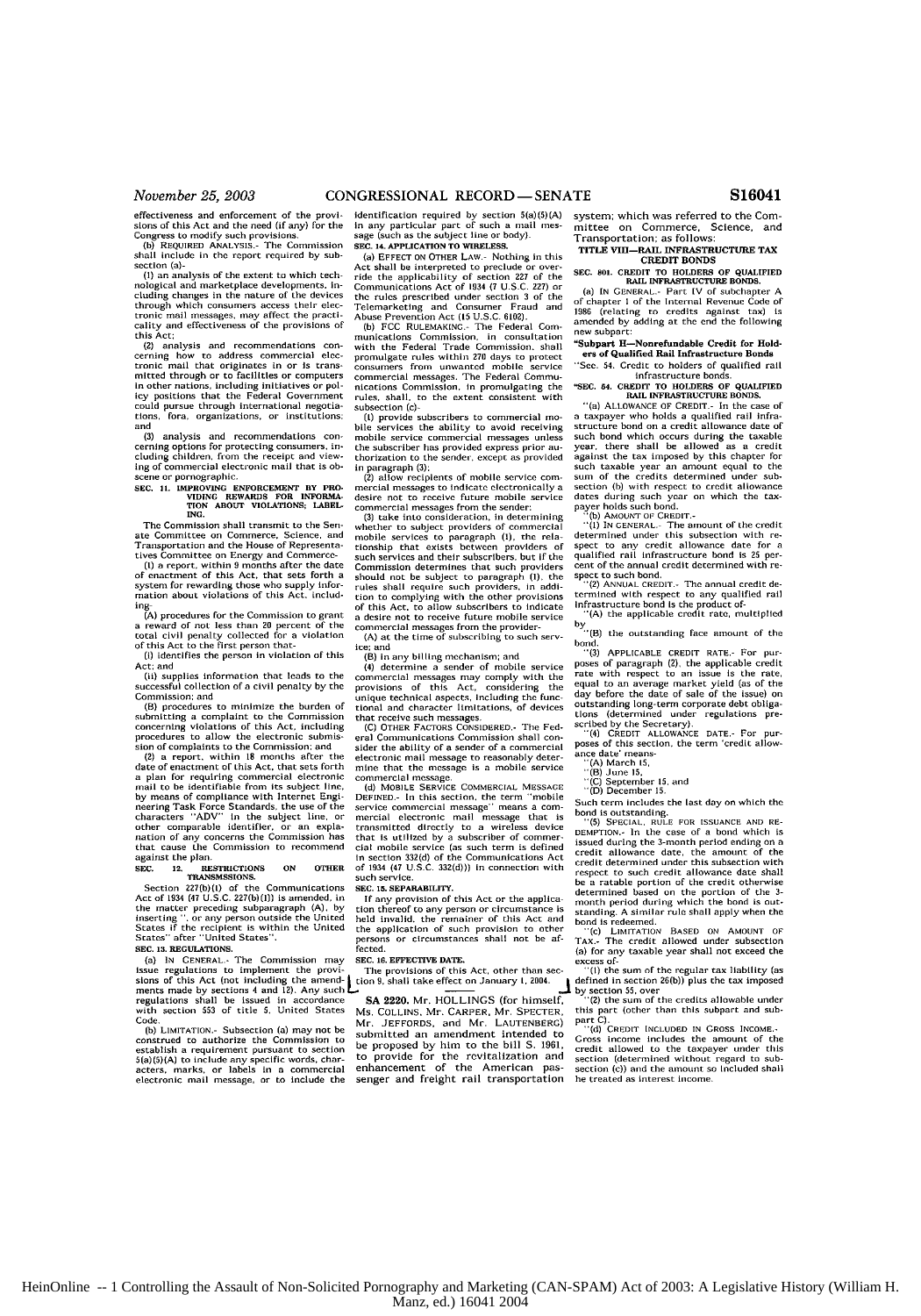effectiveness and enforcement of the provisions of this Act and the need (if any) for the Congress to modify such provisions.

(b) REQUIRED ANALYSIS.- The Commission shall include in the report required by subsection (a)-

(1) an analysis of the extent to which technological and marketplace developments, including changes in the nature of the devices through which consumers access their electronic mail messages, may affect the practicality and effectiveness of the provisions of this Act;

(2) analysis and recommendations concerning how to address commercial electronic mail that originates in or is transmitted through or to facilities or computers in other nations, including initiatives or policy positions that the Federal Government could pursue through international negotiations, fora, organizations, or institutions; and

(3) analysis and recommendations concerning options for protecting consumers, including children, from the receipt and viewing of commercial electronic mail that is obscene or pornographic.

**SEC. 11. IMPROVING ENFORCEMENT BY PROVIDING REWARDS FOR INFORMATION ABOUT VIOLATIONS; LABELING.**

The Commission shall transmit to the Senate Committee on Commerce, Science, and Transportation and the House of Representatives Committee on Energy and Commerce-

(1) a report, within 9 months after the date of enactment of this Act, that sets forth a system for rewarding those who supply information about violations of this Act, including-

(A) procedures for the Commission to grant a reward of not less than 20 percent of the total civil penalty collected for a violation of this Act to the first person that-

(i) identifies the person in violation of this Act; and

(ii) supplies information that leads to the successful collection of a civil penalty by the Commission; and

(B) procedures to minimize the burden of submitting a complaint to the Commission concerning violations of this Act, including procedures to allow the electronic submission of complaints to the Commission; and

(2) a report, within 18 months after the date of enactment of this Act, that sets forth a plan for requiring commercial electronic mail to be identifiable from its subject line, by means of compliance with Internet Engineering Task Force Standards, the use of the characters "ADV" in the subject line, or other comparable identifier, or an explanation of any concerns the Commission has that cause the Commission to recommend against the plan.

**SEC. 12. RESTRICTIONS ON OTHER TRANSMSSIONS.**

Section 227(b)(1) of the Communications Act of 1934 (47 U.S.C. 227(b)(1)) is amended, in the matter preceding subparagraph (A), by inserting ", or any person outside the United States if the recipient is within the United States" after "United States".

**SEC. 13. REGULATIONS.**

(a) IN GENERAL.- The Commission may issue regulations to implement the provisions of this Act (not including the amendments made by sections 4 and 12). Any such regulations shall be issued in accordance with section 553 of title 5, United States Code.

(b) LIMITATION.- Subsection (a) may not be construed to authorize the Commission to establish a requirement pursuant to section 5(a)(5)(A) to include any specific words, characters, marks, or labels in a commercial electronic mail message, or to include the identification required by section 5(a)(5)(A) in any particular part of such a mail message (such as the subject line or body).

**SEC. 14. APPLICATION TO WIRELESS.**

(a) EFFECT ON OTHER LAW.- Nothing in this Act shall be interpreted to preclude or override the applicability of section 227 of the Communications Act of 1934 (7 U.S.C. 227) or the rules prescribed under section 3 of the Telemarketing and Consumer Fraud and Abuse Prevention Act (15 U.S.C. 6102).

(b) FCC RULEMAKING.- The Federal Communications Commission, in consultation with the Federal Trade Commission, shall promulgate rules within 270 days to protect consumers from unwanted mobile service commercial messages. The Federal Communications Commission, in promulgating the rules, shall, to the extent consistent with subsection (c)-

(1) provide subscribers to commercial mobile services the ability to avoid receiving mobile service commercial messages unless the subscriber has provided express prior authorization to the sender, except as provided in paragraph (3);

(2) allow recipients of mobile service commercial messages to indicate electronically a desire not to receive future mobile service commercial messages from the sender:

(3) take into consideration, in determining whether to subject providers of commercial mobile services to paragraph (1), the relationship that exists between providers of such services and their subscribers, but if the Commission determines that such providers should not be subject to paragraph (1), the rules shall require such providers, in addition to complying with the other provisions of this Act, to allow subscribers to indicate a desire not to receive future mobile service commercial messages from the provider-

(A) at the time of subscribing to such service; and

(B) in any billing mechanism; and

(4) determine a sender of mobile service commercial messages may comply with the provisions of this Act, considering the unique technical aspects, including the functional and character limitations, of devices that receive such messages.

(C) OTHER FACTORS CONSIDERED.- The Federal Communications Commission shall consider the ability of a sender of a commercial electronic mail message to reasonably determine that the message is a mobile service commercial message.

(d) MOBILE SERVICE COMMERCIAL MESSAGE DEFINED.- In this section, the term "mobile service commercial message" means a commercial electronic mail message that is transmitted directly to a wireless device that is utilized by a subscriber of commercial mobile service (as such term is defined in section 332(d) of the Communications Act of 1934 (47 U.S.C. 332(d))) in connection with such service.

**SEC. 15. SEPARABILITY.**

If any provision of this Act or the application thereof to any person or circumstance is held invalid, the remainder of this Act and the application of such provision to other persons or circumstances shall not be affected.

**SEC. 16. EFFECTIVE DATE.**

The provisions of this Act, other than section 9, shall take effect on January 1, 2004.

---

**SA 2220.** Mr. HOLLINGS (for himself, Ms. COLLINS, Mr. CARPER, Mr. SPECTER, Mr. JEFFORDS, and Mr. LAUTENBERG) submitted an amendment intended to be proposed by him to the bill S. 1961, to provide for the revitalization and enhancement of the American passenger and freight rail transportation system; which was referred to the Committee on Commerce, Science, and Transportation; as follows:

**TITLE VIII—RAIL INFRASTRUCTURE TAX CREDIT BONDS**

**SEC. 801. CREDIT TO HOLDERS OF QUALIFIED RAIL INFRASTRUCTURE BONDS.**

(a) IN GENERAL.- Part IV of subchapter A of chapter 1 of the Internal Revenue Code of 1986 (relating to credits against tax) is amended by adding at the end the following new subpart:

**"Subpart H—Nonrefundable Credit for Holders of Qualified Rail Infrastructure Bonds**

"Sec. 54. Credit to holders of qualified rail infrastructure bonds.

**"SEC. 54. CREDIT TO HOLDERS OF QUALIFIED RAIL INFRASTRUCTURE BONDS.**

"(a) ALLOWANCE OF CREDIT.- In the case of a taxpayer who holds a qualified rail infrastructure bond on a credit allowance date of such bond which occurs during the taxable year, there shall be allowed as a credit against the tax imposed by this chapter for such taxable year an amount equal to the sum of the credits determined under subsection (b) with respect to credit allowance dates during such year on which the taxpayer holds such bond.

"(b) AMOUNT OF CREDIT.-

"(1) IN GENERAL.- The amount of the credit determined under this subsection with respect to any credit allowance date for a qualified rail infrastructure bond is 25 percent of the annual credit determined with respect to such bond.

"(2) ANNUAL CREDIT.- The annual credit determined with respect to any qualified rail infrastructure bond is the product of-

"(A) the applicable credit rate, multiplied by

"(B) the outstanding face amount of the bond.

"(3) APPLICABLE CREDIT RATE.- For purposes of paragraph (2), the applicable credit rate with respect to an issue is the rate, equal to an average market yield (as of the day before the date of sale of the issue) on outstanding long-term corporate debt obligations (determined under regulations prescribed by the Secretary).

"(4) CREDIT ALLOWANCE DATE.- For purposes of this section, the term 'credit allowance date' means-

"(A) March 15,

"(B) June 15,

"(C) September 15, and

"(D) December 15.

Such term includes the last day on which the bond is outstanding.

"(5) SPECIAL RULE FOR ISSUANCE AND REDEMPTION.- In the case of a bond which is issued during the 3-month period ending on a credit allowance date, the amount of the credit determined under this subsection with respect to such credit allowance date shall be a ratable portion of the credit otherwise determined based on the portion of the 3-month period during which the bond is outstanding. A similar rule shall apply when the bond is redeemed.

"(c) LIMITATION BASED ON AMOUNT OF TAX.- The credit allowed under subsection (a) for any taxable year shall not exceed the excess of-

"(1) the sum of the regular tax liability (as defined in section 26(b)) plus the tax imposed by section 55, over

"(2) the sum of the credits allowable under this part (other than this subpart and subpart C).

"(d) CREDIT INCLUDED IN GROSS INCOME.- Gross income includes the amount of the credit allowed to the taxpayer under this section (determined without regard to subsection (c)) and the amount so included shall be treated as interest income.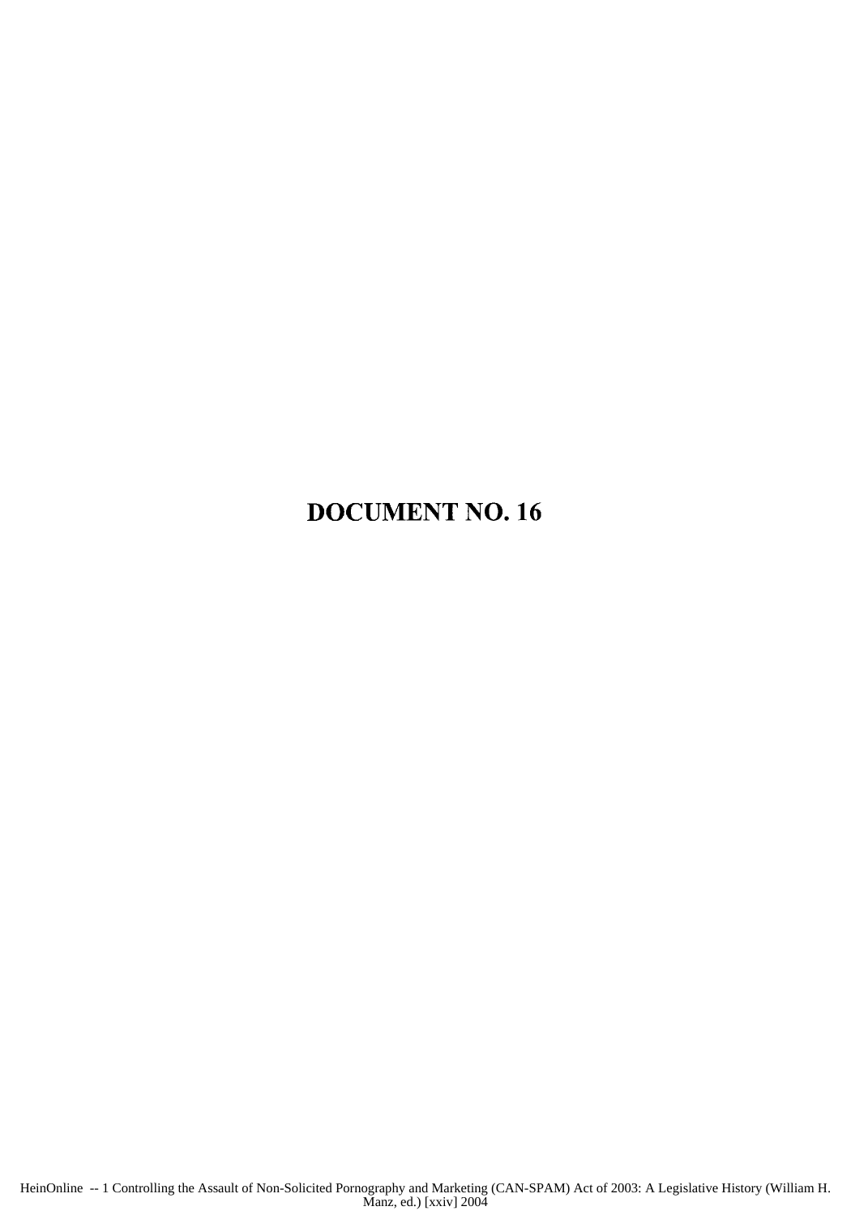# DOCUMENT NO. 16